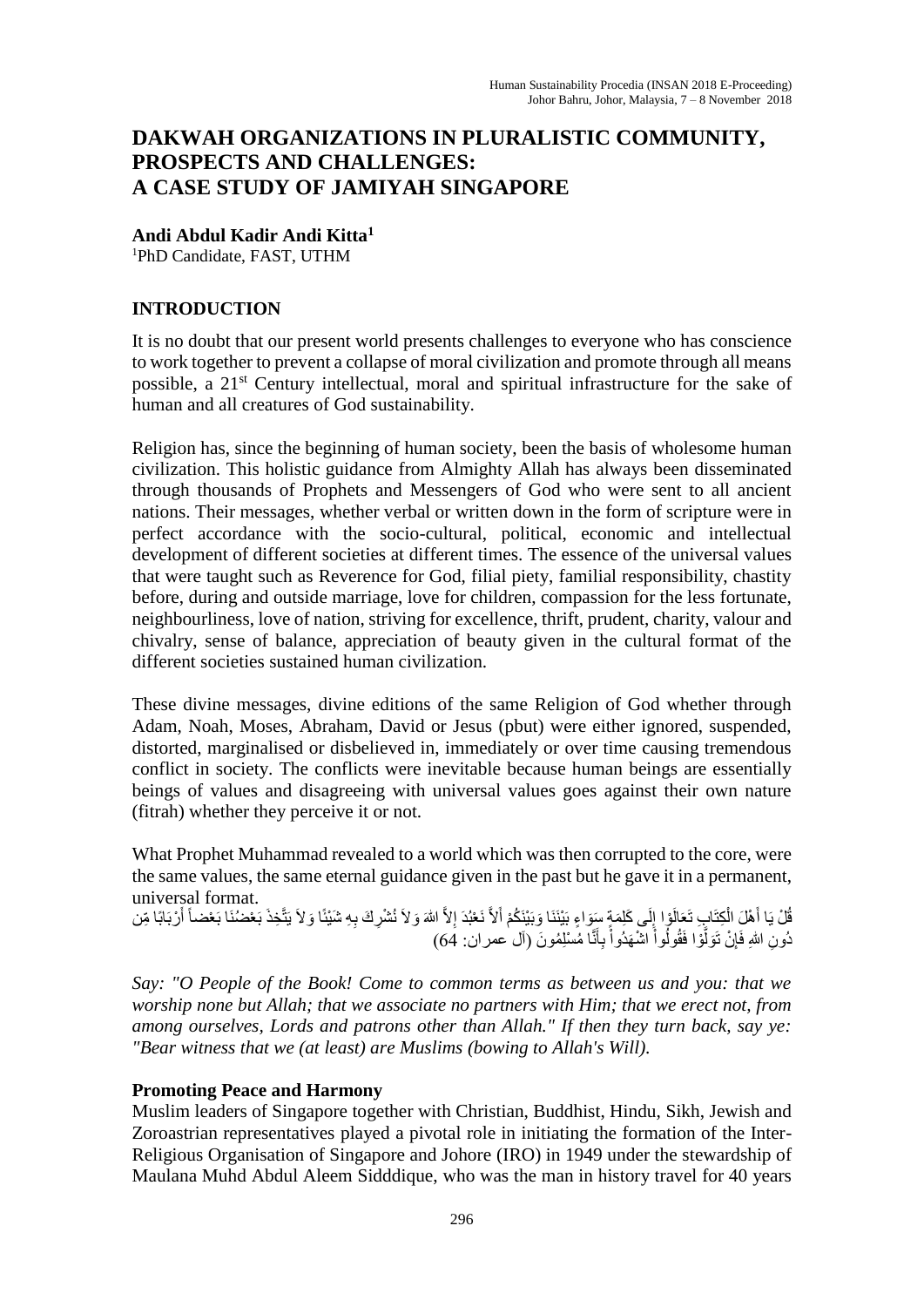# DAKWAH ORGANIZATIONS IN PLURALISTIC COMMUNITY, PROSPECTS AND CHALLENGES: A CASE STUDY OF JAMIYAH SINGAPORE

**Andi Abdul Kadir Andi Kitta[1]**

[1]PhD Candidate, FAST, UTHM

## INTRODUCTION

It is no doubt that our present world presents challenges to everyone who has conscience to work together to prevent a collapse of moral civilization and promote through all means possible, a 21st Century intellectual, moral and spiritual infrastructure for the sake of human and all creatures of God sustainability.

Religion has, since the beginning of human society, been the basis of wholesome human civilization. This holistic guidance from Almighty Allah has always been disseminated through thousands of Prophets and Messengers of God who were sent to all ancient nations. Their messages, whether verbal or written down in the form of scripture were in perfect accordance with the socio-cultural, political, economic and intellectual development of different societies at different times. The essence of the universal values that were taught such as Reverence for God, filial piety, familial responsibility, chastity before, during and outside marriage, love for children, compassion for the less fortunate, neighbourliness, love of nation, striving for excellence, thrift, prudent, charity, valour and chivalry, sense of balance, appreciation of beauty given in the cultural format of the different societies sustained human civilization.

These divine messages, divine editions of the same Religion of God whether through Adam, Noah, Moses, Abraham, David or Jesus (pbut) were either ignored, suspended, distorted, marginalised or disbelieved in, immediately or over time causing tremendous conflict in society. The conflicts were inevitable because human beings are essentially beings of values and disagreeing with universal values goes against their own nature (fitrah) whether they perceive it or not.

What Prophet Muhammad revealed to a world which was then corrupted to the core, were the same values, the same eternal guidance given in the past but he gave it in a permanent, universal format.

قُلْ يَا أَهْلَ الْكِتَابِ تَعَالَوْا إِلَى كَلِمَةٍ سَوَاءٍ بَيْنَنَا وَبَيْنَكُمْ أَلاَّ نَعْبُدَ إِلاَّ اللهَ وَلاَ نُشْرِكَ بِهِ شَيْئًا وَلاَ يَتَّخِذَ بَعْضُنَا بَعْضاً أَرْبَابًا مِّن دُونِ اللهِ فَإِنْ تَوَلَّوْا فَقُولُواْ اشْهَدُواْ بِأَنَّا مُسْلِمُونَ (آل عمران: 64)

*Say: "O People of the Book! Come to common terms as between us and you: that we worship none but Allah; that we associate no partners with Him; that we erect not, from among ourselves, Lords and patrons other than Allah." If then they turn back, say ye: "Bear witness that we (at least) are Muslims (bowing to Allah's Will).*

### Promoting Peace and Harmony

Muslim leaders of Singapore together with Christian, Buddhist, Hindu, Sikh, Jewish and Zoroastrian representatives played a pivotal role in initiating the formation of the Inter-Religious Organisation of Singapore and Johore (IRO) in 1949 under the stewardship of Maulana Muhd Abdul Aleem Sidddique, who was the man in history travel for 40 years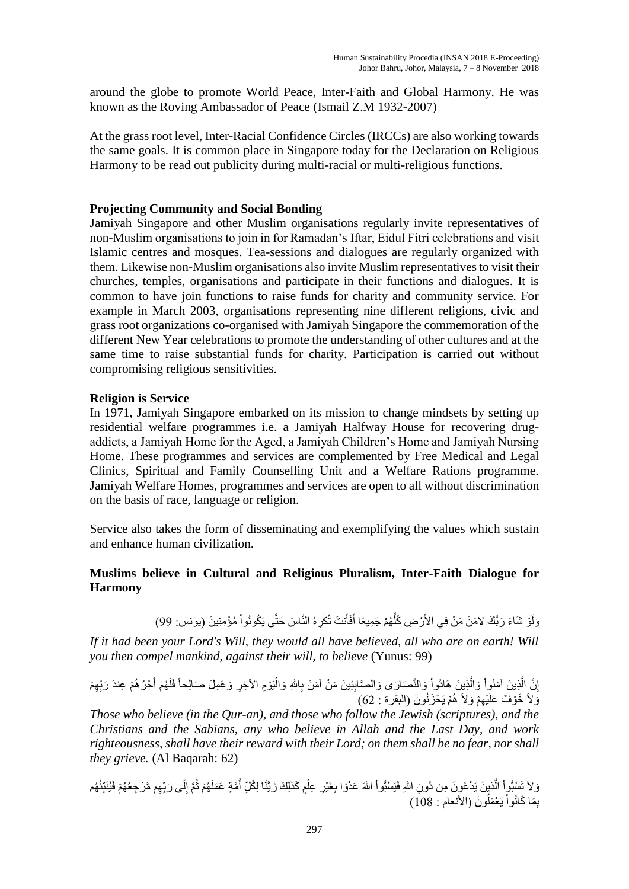around the globe to promote World Peace, Inter-Faith and Global Harmony. He was known as the Roving Ambassador of Peace (Ismail Z.M 1932-2007)

At the grass root level, Inter-Racial Confidence Circles (IRCCs) are also working towards the same goals. It is common place in Singapore today for the Declaration on Religious Harmony to be read out publicity during multi-racial or multi-religious functions.

## Projecting Community and Social Bonding

Jamiyah Singapore and other Muslim organisations regularly invite representatives of non-Muslim organisations to join in for Ramadan's Iftar, Eidul Fitri celebrations and visit Islamic centres and mosques. Tea-sessions and dialogues are regularly organized with them. Likewise non-Muslim organisations also invite Muslim representatives to visit their churches, temples, organisations and participate in their functions and dialogues. It is common to have join functions to raise funds for charity and community service. For example in March 2003, organisations representing nine different religions, civic and grass root organizations co-organised with Jamiyah Singapore the commemoration of the different New Year celebrations to promote the understanding of other cultures and at the same time to raise substantial funds for charity. Participation is carried out without compromising religious sensitivities.

## Religion is Service

In 1971, Jamiyah Singapore embarked on its mission to change mindsets by setting up residential welfare programmes i.e. a Jamiyah Halfway House for recovering drug-addicts, a Jamiyah Home for the Aged, a Jamiyah Children's Home and Jamiyah Nursing Home. These programmes and services are complemented by Free Medical and Legal Clinics, Spiritual and Family Counselling Unit and a Welfare Rations programme. Jamiyah Welfare Homes, programmes and services are open to all without discrimination on the basis of race, language or religion.

Service also takes the form of disseminating and exemplifying the values which sustain and enhance human civilization.

## Muslims believe in Cultural and Religious Pluralism, Inter-Faith Dialogue for Harmony

وَلَوْ شَاءَ رَبُّكَ لآمَنَ مَنْ فِي الأَرْضِ كُلُّهُمْ جَمِيعًا أَفَأَنتَ تُكْرِهُ النَّاسَ حَتَّى يَكُونُواْ مُؤْمِنِينَ (يونس: 99)

*If it had been your Lord's Will, they would all have believed, all who are on earth! Will you then compel mankind, against their will, to believe* (Yunus: 99)

إِنَّ الَّذِينَ آمَنُواْ وَالَّذِينَ هَادُواْ وَالنَّصَارَى وَالصَّابِئِينَ مَنْ آمَنَ بِاللهِ وَالْيَوْمِ الآخِرِ وَعَمِلَ صَالِحاً فَلَهُمْ أَجْرُهُمْ عِندَ رَبِّهِمْ وَلاَ خَوْفٌ عَلَيْهِمْ وَلاَ هُمْ يَحْزَنُونَ (البقرة : 62)

*Those who believe (in the Qur-an), and those who follow the Jewish (scriptures), and the Christians and the Sabians, any who believe in Allah and the Last Day, and work righteousness, shall have their reward with their Lord; on them shall be no fear, nor shall they grieve.* (Al Baqarah: 62)

وَلاَ تَسُبُّواْ الَّذِينَ يَدْعُونَ مِن دُونِ اللهِ فَيَسُبُّواْ اللهَ عَدْوًا بِغَيْرِ عِلْمٍ كَذَلِكَ زَيَّنَّا لِكُلِّ أُمَّةٍ عَمَلَهُمْ ثُمَّ إِلَى رَبِّهِم مَّرْجِعُهُمْ فَيُنَبِّئُهُم بِمَا كَانُواْ يَعْمَلُونَ (الأنعام : 108)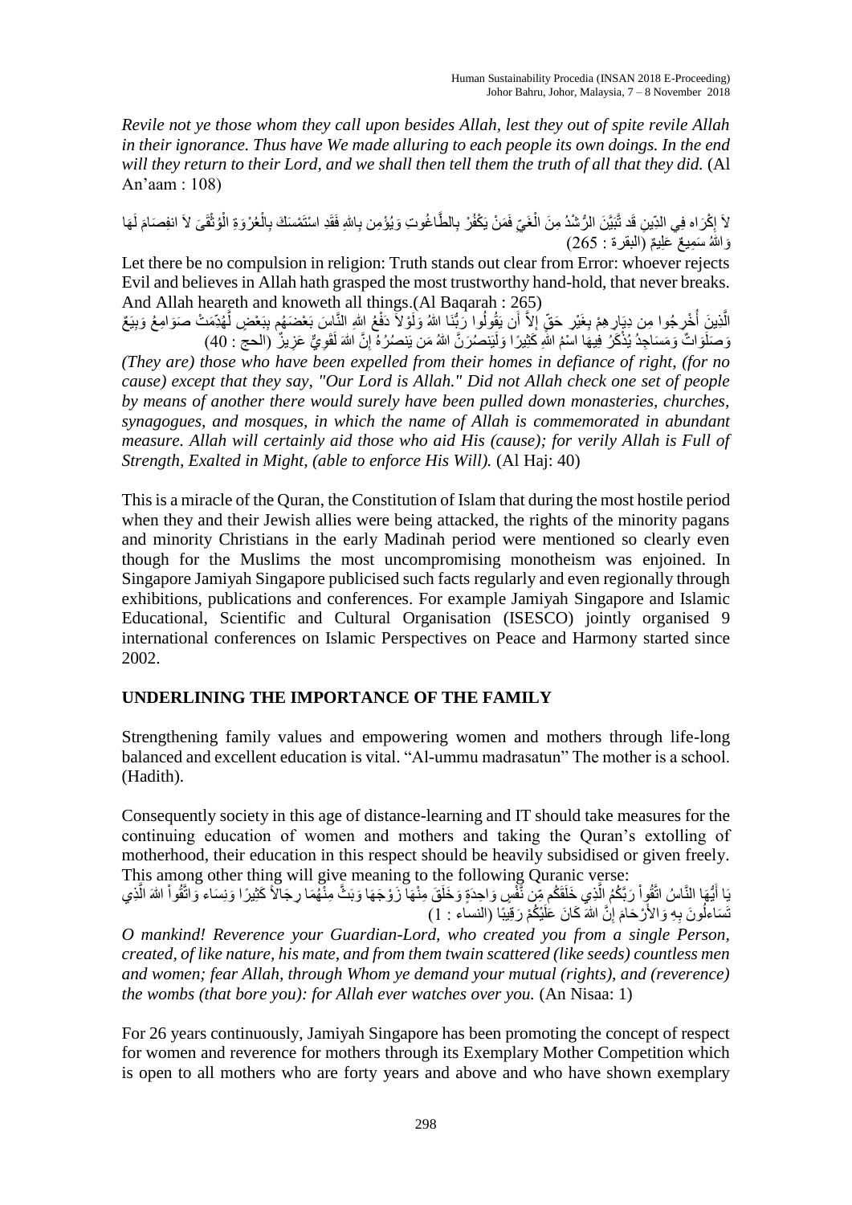*Revile not ye those whom they call upon besides Allah, lest they out of spite revile Allah in their ignorance. Thus have We made alluring to each people its own doings. In the end will they return to their Lord, and we shall then tell them the truth of all that they did.* (Al An'aam : 108)

لاَ إِكْرَاه فِي الدِّينِ قَد تَّبَيَّنَ الرُّشْدُ مِنَ الْغَيِّ فَمَنْ يَكْفُرْ بِالطَّاغُوتِ وَيُؤْمِن بِاللهِ فَقَدِ اسْتَمْسَكَ بِالْعُرْوَةِ الْوُثْقَى لاَ انفِصَامَ لَهَا وَاللهُ سَمِيعٌ عَلِيمٌ (البقرة : 265)

Let there be no compulsion in religion: Truth stands out clear from Error: whoever rejects Evil and believes in Allah hath grasped the most trustworthy hand-hold, that never breaks. And Allah heareth and knoweth all things.(Al Baqarah : 265)

الَّذِينَ أُخْرِجُوا مِن دِيَارِهِمْ بِغَيْرِ حَقٍّ إِلاَّ أَن يَقُولُوا رَبُّنَا اللهُ وَلَوْلاَ دَفْعُ اللهِ النَّاسَ بَعْضَهُم بِبَعْضٍ لَّهُدِّمَتْ صَوَامِعُ وَبِيَعٌ وَصَلَوَاتٌ وَمَسَاجِدُ يُذْكَرُ فِيهَا اسْمُ اللهِ كَثِيرًا وَلَيَنصُرَنَّ اللهُ مَن يَنصُرُهُ إِنَّ اللهَ لَقَوِيٌّ عَزِيزٌ (الحج : 40)

*(They are) those who have been expelled from their homes in defiance of right, (for no cause) except that they say, "Our Lord is Allah." Did not Allah check one set of people by means of another there would surely have been pulled down monasteries, churches, synagogues, and mosques, in which the name of Allah is commemorated in abundant measure. Allah will certainly aid those who aid His (cause); for verily Allah is Full of Strength, Exalted in Might, (able to enforce His Will).* (Al Haj: 40)

This is a miracle of the Quran, the Constitution of Islam that during the most hostile period when they and their Jewish allies were being attacked, the rights of the minority pagans and minority Christians in the early Madinah period were mentioned so clearly even though for the Muslims the most uncompromising monotheism was enjoined. In Singapore Jamiyah Singapore publicised such facts regularly and even regionally through exhibitions, publications and conferences. For example Jamiyah Singapore and Islamic Educational, Scientific and Cultural Organisation (ISESCO) jointly organised 9 international conferences on Islamic Perspectives on Peace and Harmony started since 2002.

## UNDERLINING THE IMPORTANCE OF THE FAMILY

Strengthening family values and empowering women and mothers through life-long balanced and excellent education is vital. "Al-ummu madrasatun" The mother is a school. (Hadith).

Consequently society in this age of distance-learning and IT should take measures for the continuing education of women and mothers and taking the Quran's extolling of motherhood, their education in this respect should be heavily subsidised or given freely. This among other thing will give meaning to the following Quranic verse:

يَا أَيُّهَا النَّاسُ اتَّقُواْ رَبَّكُمُ الَّذِي خَلَقَكُم مِّن نَّفْسٍ وَاحِدَةٍ وَخَلَقَ مِنْهَا زَوْجَهَا وَبَثَّ مِنْهُمَا رِجَالاً كَثِيرًا وَنِسَاء وَاتَّقُواْ اللهَ الَّذِي تَسَاءلُونَ بِهِ وَالأَرْحَامَ إِنَّ اللهَ كَانَ عَلَيْكُمْ رَقِيبًا (النساء : 1)

*O mankind! Reverence your Guardian-Lord, who created you from a single Person, created, of like nature, his mate, and from them twain scattered (like seeds) countless men and women; fear Allah, through Whom ye demand your mutual (rights), and (reverence) the wombs (that bore you): for Allah ever watches over you.* (An Nisaa: 1)

For 26 years continuously, Jamiyah Singapore has been promoting the concept of respect for women and reverence for mothers through its Exemplary Mother Competition which is open to all mothers who are forty years and above and who have shown exemplary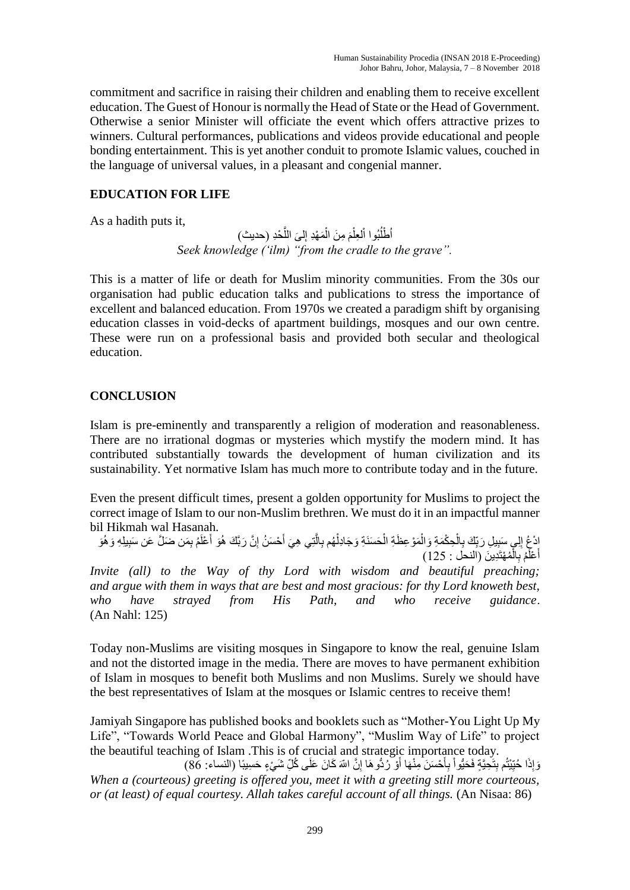commitment and sacrifice in raising their children and enabling them to receive excellent education. The Guest of Honour is normally the Head of State or the Head of Government. Otherwise a senior Minister will officiate the event which offers attractive prizes to winners. Cultural performances, publications and videos provide educational and people bonding entertainment. This is yet another conduit to promote Islamic values, couched in the language of universal values, in a pleasant and congenial manner.

## EDUCATION FOR LIFE

As a hadith puts it,

أُطْلُبُوا الْعِلْمَ مِنَ الْمَهْدِ إلىَ اللَّحْدِ (حديث)

*Seek knowledge ('ilm) "from the cradle to the grave".*

This is a matter of life or death for Muslim minority communities. From the 30s our organisation had public education talks and publications to stress the importance of excellent and balanced education. From 1970s we created a paradigm shift by organising education classes in void-decks of apartment buildings, mosques and our own centre. These were run on a professional basis and provided both secular and theological education.

## CONCLUSION

Islam is pre-eminently and transparently a religion of moderation and reasonableness. There are no irrational dogmas or mysteries which mystify the modern mind. It has contributed substantially towards the development of human civilization and its sustainability. Yet normative Islam has much more to contribute today and in the future.

Even the present difficult times, present a golden opportunity for Muslims to project the correct image of Islam to our non-Muslim brethren. We must do it in an impactful manner bil Hikmah wal Hasanah.

ادْعُ إِلِى سَبِيلِ رَبِّكَ بِالْحِكْمَةِ وَالْمَوْعِظَةِ الْحَسَنَةِ وَجَادِلْهُم بِالَّتِي هِيَ أَحْسَنُ إِنَّ رَبَّكَ هُوَ أَعْلَمُ بِمَن ضَلَّ عَن سَبِيلِهِ وَهُوَ أَعْلَمُ بِالْمُهْتَدِينَ (النحل : 125)

*Invite (all) to the Way of thy Lord with wisdom and beautiful preaching; and argue with them in ways that are best and most gracious: for thy Lord knoweth best, who have strayed from His Path, and who receive guidance*. (An Nahl: 125)

Today non-Muslims are visiting mosques in Singapore to know the real, genuine Islam and not the distorted image in the media. There are moves to have permanent exhibition of Islam in mosques to benefit both Muslims and non Muslims. Surely we should have the best representatives of Islam at the mosques or Islamic centres to receive them!

Jamiyah Singapore has published books and booklets such as "Mother-You Light Up My Life", "Towards World Peace and Global Harmony", "Muslim Way of Life" to project the beautiful teaching of Islam .This is of crucial and strategic importance today.

وَإِذَا حُيِّيْتُم بِتَحِيَّةٍ فَحَيُّواْ بِأَحْسَنَ مِنْهَا أَوْ رُدُّوهَا إِنَّ اللهَ كَانَ عَلَى كُلِّ شَيْءٍ حَسِيبًا (النساء: 86)

*When a (courteous) greeting is offered you, meet it with a greeting still more courteous, or (at least) of equal courtesy. Allah takes careful account of all things.* (An Nisaa: 86)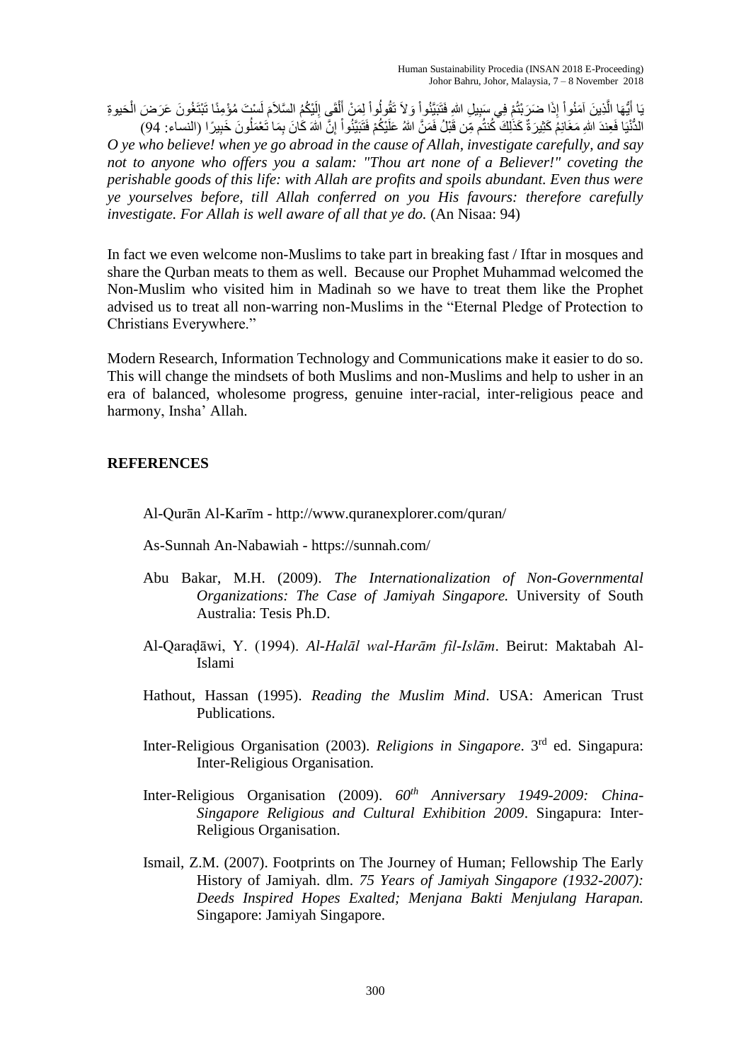يَا أَيُّهَا الَّذِينَ آمَنُواْ إِذَا ضَرَبْتُمْ فِي سَبِيلِ اللهِ فَتَبَيَّنُواْ وَلاَ تَقُولُواْ لِمَنْ أَلْقَى إِلَيْكُمُ السَّلاَمَ لَسْتَ مُؤْمِنًا تَبْتَغُونَ عَرَضَ الْحَيوةِ الدُّنْيَا فَعِندَ اللهِ مَغَانِمُ كَثِيرَةٌ كَذَلِكَ كُنتُم مِّن قَبْلُ فَمَنَّ اللهُ عَلَيْكُمْ فَتَبَيَّنُواْ إِنَّ اللهَ كَانَ بِمَا تَعْمَلُونَ خَبِيرًا (النساء: 94)

*O ye who believe! when ye go abroad in the cause of Allah, investigate carefully, and say not to anyone who offers you a salam: "Thou art none of a Believer!" coveting the perishable goods of this life: with Allah are profits and spoils abundant. Even thus were ye yourselves before, till Allah conferred on you His favours: therefore carefully investigate. For Allah is well aware of all that ye do.* (An Nisaa: 94)

In fact we even welcome non-Muslims to take part in breaking fast / Iftar in mosques and share the Qurban meats to them as well. Because our Prophet Muhammad welcomed the Non-Muslim who visited him in Madinah so we have to treat them like the Prophet advised us to treat all non-warring non-Muslims in the "Eternal Pledge of Protection to Christians Everywhere."

Modern Research, Information Technology and Communications make it easier to do so. This will change the mindsets of both Muslims and non-Muslims and help to usher in an era of balanced, wholesome progress, genuine inter-racial, inter-religious peace and harmony, Insha' Allah.

## REFERENCES

Al-Qurān Al-Karīm - http://www.quranexplorer.com/quran/

As-Sunnah An-Nabawiah - https://sunnah.com/

Abu Bakar, M.H. (2009). *The Internationalization of Non-Governmental Organizations: The Case of Jamiyah Singapore.* University of South Australia: Tesis Ph.D.

Al-Qaraḍāwi, Y. (1994). *Al-Halāl wal-Harām fil-Islām*. Beirut: Maktabah Al-Islami

Hathout, Hassan (1995). *Reading the Muslim Mind*. USA: American Trust Publications.

Inter-Religious Organisation (2003). *Religions in Singapore*. 3rd ed. Singapura: Inter-Religious Organisation.

Inter-Religious Organisation (2009). *60th Anniversary 1949-2009: China-Singapore Religious and Cultural Exhibition 2009*. Singapura: Inter-Religious Organisation.

Ismail, Z.M. (2007). Footprints on The Journey of Human; Fellowship The Early History of Jamiyah. dlm. *75 Years of Jamiyah Singapore (1932-2007): Deeds Inspired Hopes Exalted; Menjana Bakti Menjulang Harapan.* Singapore: Jamiyah Singapore.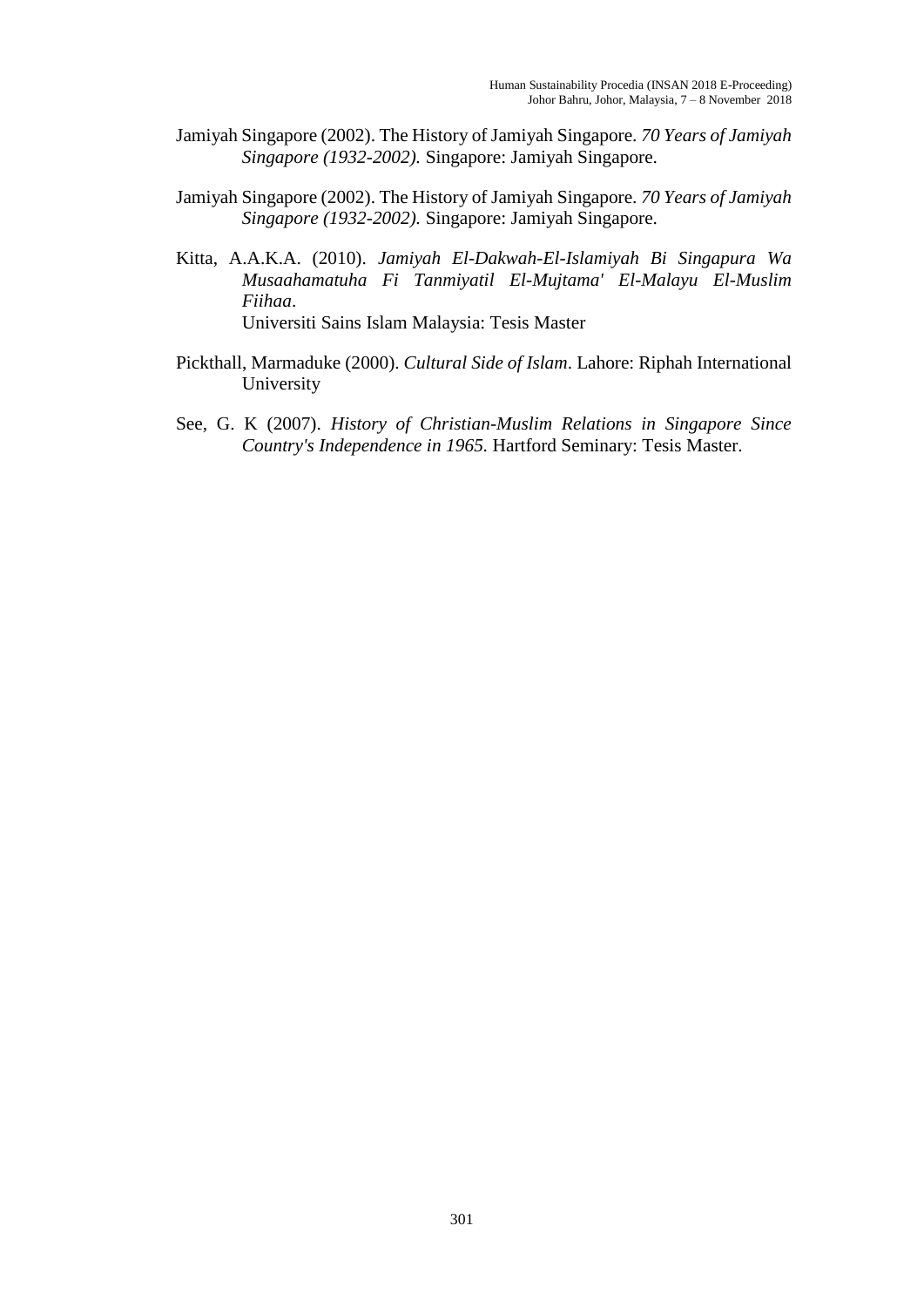Jamiyah Singapore (2002). The History of Jamiyah Singapore. *70 Years of Jamiyah Singapore (1932-2002).* Singapore: Jamiyah Singapore.

Jamiyah Singapore (2002). The History of Jamiyah Singapore. *70 Years of Jamiyah Singapore (1932-2002).* Singapore: Jamiyah Singapore.

Kitta, A.A.K.A. (2010). *Jamiyah El-Dakwah-El-Islamiyah Bi Singapura Wa Musaahamatuha Fi Tanmiyatil El-Mujtama' El-Malayu El-Muslim Fiihaa*.
Universiti Sains Islam Malaysia: Tesis Master

Pickthall, Marmaduke (2000). *Cultural Side of Islam*. Lahore: Riphah International University

See, G. K (2007). *History of Christian-Muslim Relations in Singapore Since Country's Independence in 1965.* Hartford Seminary: Tesis Master.